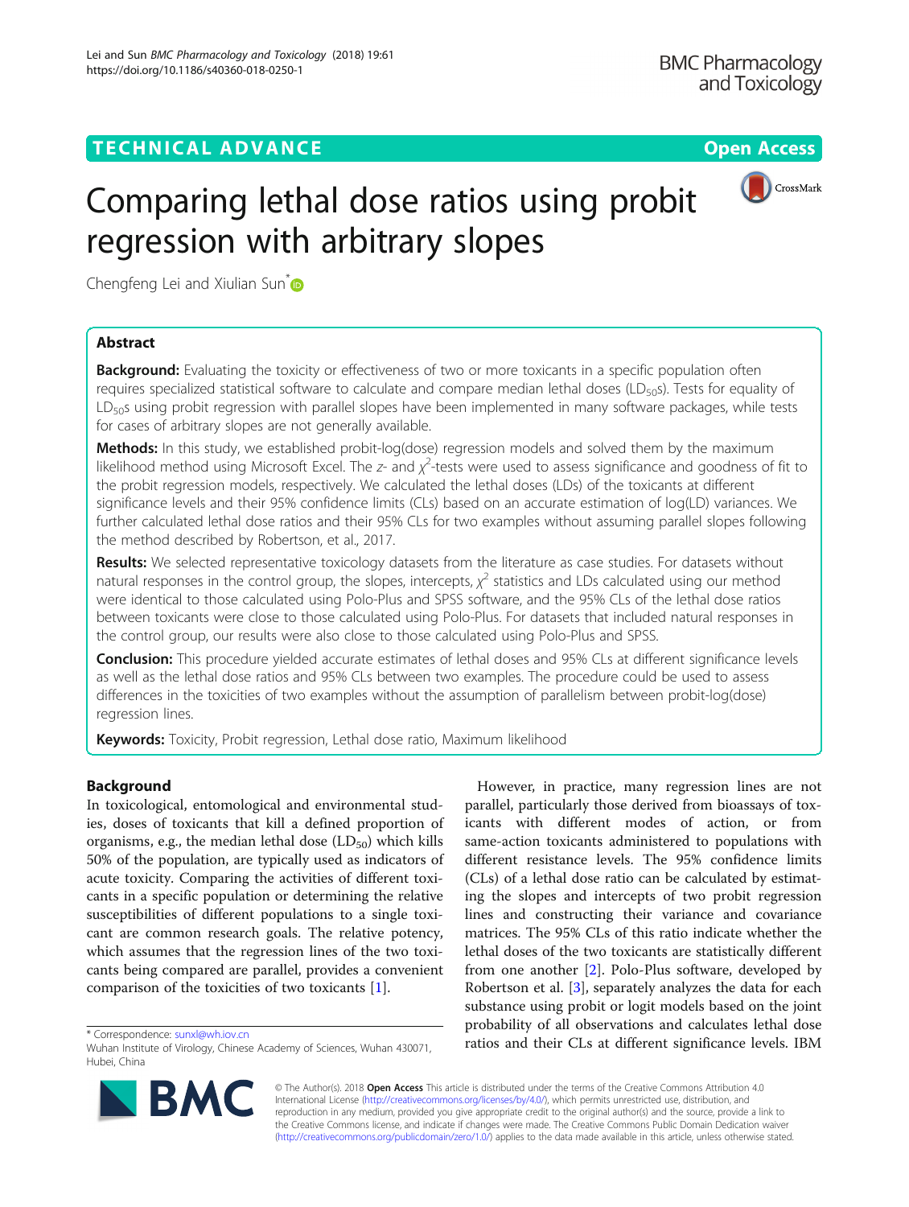TECHNICAL ADVANCE

Open Access

# Comparing lethal dose ratios using probit regression with arbitrary slopes

Chengfeng Lei and Xiulian Sun*

## Abstract

**Background:** Evaluating the toxicity or effectiveness of two or more toxicants in a specific population often requires specialized statistical software to calculate and compare median lethal doses ($LD_{50}$s). Tests for equality of $LD_{50}$s using probit regression with parallel slopes have been implemented in many software packages, while tests for cases of arbitrary slopes are not generally available.

**Methods:** In this study, we established probit-log(dose) regression models and solved them by the maximum likelihood method using Microsoft Excel. The $z$- and $\chi^2$-tests were used to assess significance and goodness of fit to the probit regression models, respectively. We calculated the lethal doses (LDs) of the toxicants at different significance levels and their 95% confidence limits (CLs) based on an accurate estimation of log(LD) variances. We further calculated lethal dose ratios and their 95% CLs for two examples without assuming parallel slopes following the method described by Robertson, et al., 2017.

**Results:** We selected representative toxicology datasets from the literature as case studies. For datasets without natural responses in the control group, the slopes, intercepts, $\chi^2$ statistics and LDs calculated using our method were identical to those calculated using Polo-Plus and SPSS software, and the 95% CLs of the lethal dose ratios between toxicants were close to those calculated using Polo-Plus. For datasets that included natural responses in the control group, our results were also close to those calculated using Polo-Plus and SPSS.

**Conclusion:** This procedure yielded accurate estimates of lethal doses and 95% CLs at different significance levels as well as the lethal dose ratios and 95% CLs between two examples. The procedure could be used to assess differences in the toxicities of two examples without the assumption of parallelism between probit-log(dose) regression lines.

**Keywords:** Toxicity, Probit regression, Lethal dose ratio, Maximum likelihood

## Background

In toxicological, entomological and environmental studies, doses of toxicants that kill a defined proportion of organisms, e.g., the median lethal dose ($LD_{50}$) which kills 50% of the population, are typically used as indicators of acute toxicity. Comparing the activities of different toxicants in a specific population or determining the relative susceptibilities of different populations to a single toxicant are common research goals. The relative potency, which assumes that the regression lines of the two toxicants being compared are parallel, provides a convenient comparison of the toxicities of two toxicants [1].

However, in practice, many regression lines are not parallel, particularly those derived from bioassays of toxicants with different modes of action, or from same-action toxicants administered to populations with different resistance levels. The 95% confidence limits (CLs) of a lethal dose ratio can be calculated by estimating the slopes and intercepts of two probit regression lines and constructing their variance and covariance matrices. The 95% CLs of this ratio indicate whether the lethal doses of the two toxicants are statistically different from one another [2]. Polo-Plus software, developed by Robertson et al. [3], separately analyzes the data for each substance using probit or logit models based on the joint probability of all observations and calculates lethal dose ratios and their CLs at different significance levels. IBM

* Correspondence: sunxl@wh.iov.cn
Wuhan Institute of Virology, Chinese Academy of Sciences, Wuhan 430071, Hubei, China

© The Author(s). 2018 **Open Access** This article is distributed under the terms of the Creative Commons Attribution 4.0 International License (http://creativecommons.org/licenses/by/4.0/), which permits unrestricted use, distribution, and reproduction in any medium, provided you give appropriate credit to the original author(s) and the source, provide a link to the Creative Commons license, and indicate if changes were made. The Creative Commons Public Domain Dedication waiver (http://creativecommons.org/publicdomain/zero/1.0/) applies to the data made available in this article, unless otherwise stated.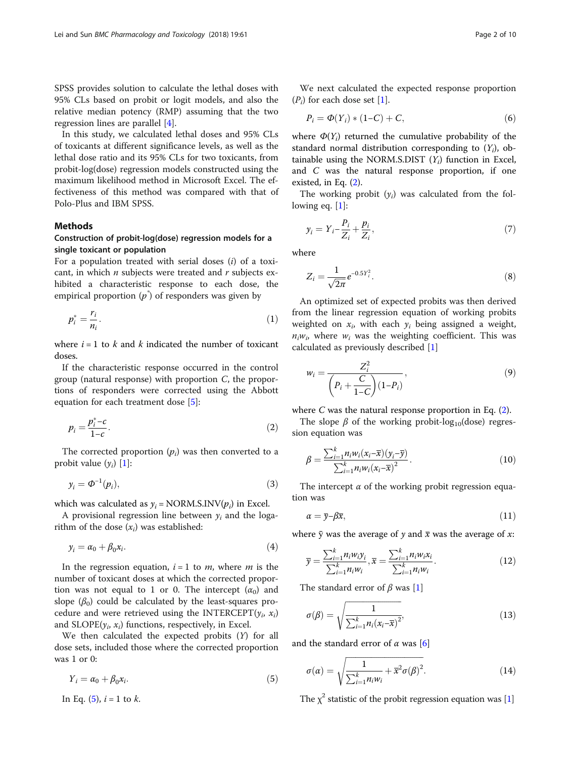SPSS provides solution to calculate the lethal doses with 95% CLs based on probit or logit models, and also the relative median potency (RMP) assuming that the two regression lines are parallel [4].

In this study, we calculated lethal doses and 95% CLs of toxicants at different significance levels, as well as the lethal dose ratio and its 95% CLs for two toxicants, from probit-log(dose) regression models constructed using the maximum likelihood method in Microsoft Excel. The effectiveness of this method was compared with that of Polo-Plus and IBM SPSS.

## Methods

### Construction of probit-log(dose) regression models for a single toxicant or population

For a population treated with serial doses ($i$) of a toxicant, in which $n$ subjects were treated and $r$ subjects exhibited a characteristic response to each dose, the empirical proportion ($p^*$) of responders was given by

$$p_i^* = \frac{r_i}{n_i}. \tag{1}$$

where $i = 1$ to $k$ and $k$ indicated the number of toxicant doses.

If the characteristic response occurred in the control group (natural response) with proportion $C$, the proportions of responders were corrected using the Abbott equation for each treatment dose [5]:

$$p_i = \frac{p_i^* - c}{1 - c}. \tag{2}$$

The corrected proportion ($p_i$) was then converted to a probit value ($y_i$) [1]:

$$y_i = \Phi^{-1}(p_i), \tag{3}$$

which was calculated as $y_i$ = NORM.S.INV($p_i$) in Excel.

A provisional regression line between $y_i$ and the logarithm of the dose ($x_i$) was established:

$$y_i = \alpha_0 + \beta_0 x_i. \tag{4}$$

In the regression equation, $i = 1$ to $m$, where $m$ is the number of toxicant doses at which the corrected proportion was not equal to 1 or 0. The intercept ($\alpha_0$) and slope ($\beta_0$) could be calculated by the least-squares procedure and were retrieved using the INTERCEPT($y_i$, $x_i$) and SLOPE($y_i$, $x_i$) functions, respectively, in Excel.

We then calculated the expected probits ($Y$) for all dose sets, included those where the corrected proportion was 1 or 0:

$$Y_i = \alpha_0 + \beta_0 x_i. \tag{5}$$

In Eq. (5), $i = 1$ to $k$.

We next calculated the expected response proportion ($P_i$) for each dose set [1].

$$P_i = \Phi(Y_i) * (1 - C) + C, \tag{6}$$

where $\Phi(Y_i)$ returned the cumulative probability of the standard normal distribution corresponding to ($Y_i$), obtainable using the NORM.S.DIST ($Y_i$) function in Excel, and $C$ was the natural response proportion, if one existed, in Eq. (2).

The working probit ($y_i$) was calculated from the following eq. [1]:

$$y_i = Y_i - \frac{P_i}{Z_i} + \frac{p_i}{Z_i}, \tag{7}$$

where

$$Z_i = \frac{1}{\sqrt{2\pi}} e^{-0.5 Y_i^2}. \tag{8}$$

An optimized set of expected probits was then derived from the linear regression equation of working probits weighted on $x_i$, with each $y_i$ being assigned a weight, $n_i w_i$, where $w_i$ was the weighting coefficient. This was calculated as previously described [1]

$$w_i = \frac{Z_i^2}{\left(P_i + \frac{C}{1 - C}\right)(1 - P_i)}, \tag{9}$$

where $C$ was the natural response proportion in Eq. (2).

The slope $\beta$ of the working probit-$\log_{10}$(dose) regression equation was

$$\beta = \frac{\sum_{i=1}^{k} n_i w_i (x_i - \overline{x})(y_i - \overline{y})}{\sum_{i=1}^{k} n_i w_i (x_i - \overline{x})^2}. \tag{10}$$

The intercept $\alpha$ of the working probit regression equation was

$$\alpha = \overline{y} - \beta \overline{x}, \tag{11}$$

where $\bar{y}$ was the average of $y$ and $\bar{x}$ was the average of $x$:

$$\overline{y} = \frac{\sum_{i=1}^{k} n_i w_i y_i}{\sum_{i=1}^{k} n_i w_i}, \overline{x} = \frac{\sum_{i=1}^{k} n_i w_i x_i}{\sum_{i=1}^{k} n_i w_i}. \tag{12}$$

The standard error of $\beta$ was [1]

$$\sigma(\beta) = \sqrt{\frac{1}{\sum_{i=1}^{k} n_i (x_i - \overline{x})^2}}, \tag{13}$$

and the standard error of $\alpha$ was [6]

$$\sigma(\alpha) = \sqrt{\frac{1}{\sum_{i=1}^{k} n_i w_i} + \overline{x}^2 \sigma(\beta)^2}. \tag{14}$$

The $\chi^2$ statistic of the probit regression equation was [1]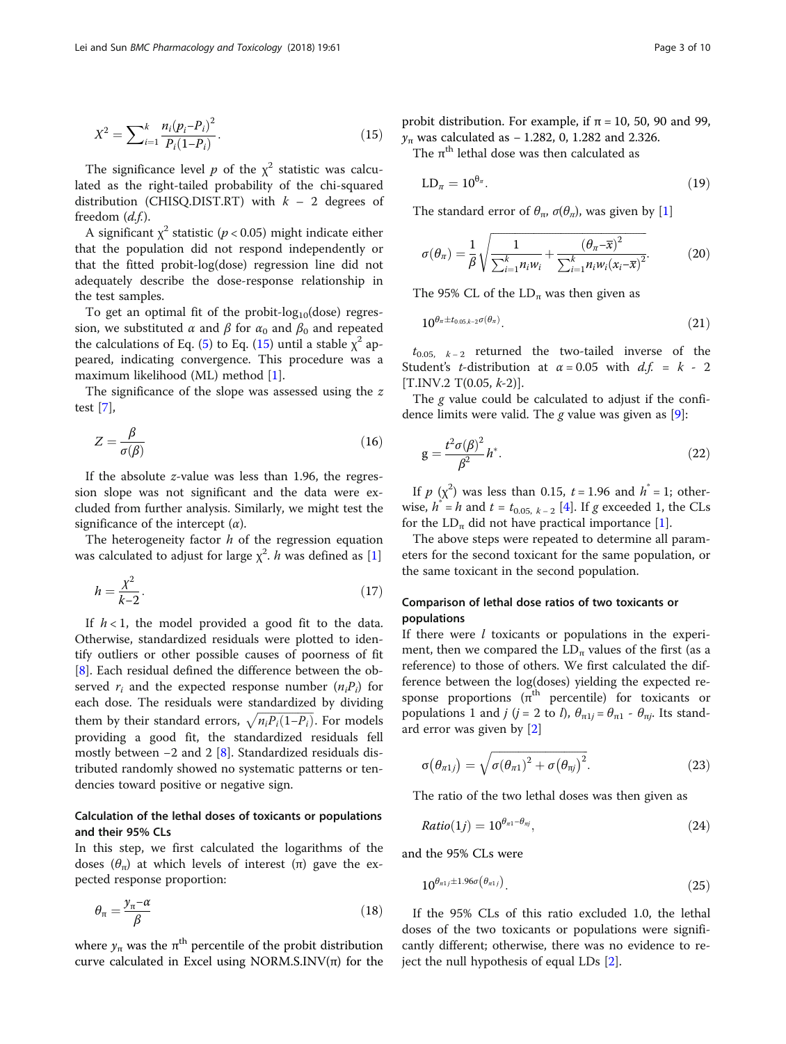$$X^2 = \sum_{i=1}^{k} \frac{n_i(p_i - P_i)^2}{P_i(1-P_i)}. \tag{15}$$

The significance level $p$ of the $\chi^2$ statistic was calculated as the right-tailed probability of the chi-squared distribution (CHISQ.DIST.RT) with $k - 2$ degrees of freedom (*d.f.*).

A significant $\chi^2$ statistic ($p < 0.05$) might indicate either that the population did not respond independently or that the fitted probit-log(dose) regression line did not adequately describe the dose-response relationship in the test samples.

To get an optimal fit of the probit-$\log_{10}$(dose) regression, we substituted $\alpha$ and $\beta$ for $\alpha_0$ and $\beta_0$ and repeated the calculations of Eq. (5) to Eq. (15) until a stable $\chi^2$ appeared, indicating convergence. This procedure was a maximum likelihood (ML) method [1].

The significance of the slope was assessed using the $z$ test [7],

$$Z = \frac{\beta}{\sigma(\beta)} \tag{16}$$

If the absolute $z$-value was less than 1.96, the regression slope was not significant and the data were excluded from further analysis. Similarly, we might test the significance of the intercept ($\alpha$).

The heterogeneity factor $h$ of the regression equation was calculated to adjust for large $\chi^2$. $h$ was defined as [1]

$$h = \frac{X^2}{k-2}. \tag{17}$$

If $h < 1$, the model provided a good fit to the data. Otherwise, standardized residuals were plotted to identify outliers or other possible causes of poorness of fit [8]. Each residual defined the difference between the observed $r_i$ and the expected response number ($n_iP_i$) for each dose. The residuals were standardized by dividing them by their standard errors, $\sqrt{n_iP_i(1-P_i)}$. For models providing a good fit, the standardized residuals fell mostly between −2 and 2 [8]. Standardized residuals distributed randomly showed no systematic patterns or tendencies toward positive or negative sign.

### Calculation of the lethal doses of toxicants or populations and their 95% CLs

In this step, we first calculated the logarithms of the doses ($\theta_\pi$) at which levels of interest ($\pi$) gave the expected response proportion:

$$\theta_\pi = \frac{y_\pi - \alpha}{\beta} \tag{18}$$

where $y_\pi$ was the $\pi^{th}$ percentile of the probit distribution curve calculated in Excel using NORM.S.INV($\pi$) for the probit distribution. For example, if $\pi = 10$, 50, 90 and 99, $y_\pi$ was calculated as − 1.282, 0, 1.282 and 2.326.

The $\pi^{th}$ lethal dose was then calculated as

$$LD_\pi = 10^{\theta_\pi}. \tag{19}$$

The standard error of $\theta_\pi$, $\sigma(\theta_\pi)$, was given by [1]

$$\sigma(\theta_\pi) = \frac{1}{\beta}\sqrt{\frac{1}{\sum_{i=1}^{k} n_i w_i} + \frac{(\theta_\pi - \bar{x})^2}{\sum_{i=1}^{k} n_i w_i (x_i - \bar{x})^2}}. \tag{20}$$

The 95% CL of the $LD_\pi$ was then given as

$$10^{\theta_\pi \pm t_{0.05,k-2}\sigma(\theta_\pi)}. \tag{21}$$

$t_{0.05,\ k-2}$ returned the two-tailed inverse of the Student's $t$-distribution at $\alpha = 0.05$ with $d.f. = k - 2$ [T.INV.2 T(0.05, $k$-2)].

The $g$ value could be calculated to adjust if the confidence limits were valid. The $g$ value was given as [9]:

$$g = \frac{t^2 \sigma(\beta)^2}{\beta^2} h^*. \tag{22}$$

If $p$ ($\chi^2$) was less than 0.15, $t = 1.96$ and $h^* = 1$; otherwise, $h^* = h$ and $t = t_{0.05,\ k-2}$ [4]. If $g$ exceeded 1, the CLs for the $LD_\pi$ did not have practical importance [1].

The above steps were repeated to determine all parameters for the second toxicant for the same population, or the same toxicant in the second population.

### Comparison of lethal dose ratios of two toxicants or populations

If there were $l$ toxicants or populations in the experiment, then we compared the $LD_\pi$ values of the first (as a reference) to those of others. We first calculated the difference between the log(doses) yielding the expected response proportions ($\pi^{th}$ percentile) for toxicants or populations 1 and $j$ ($j = 2$ to $l$), $\theta_{\pi 1j} = \theta_{\pi 1} - \theta_{\pi j}$. Its standard error was given by [2]

$$\sigma(\theta_{\pi 1j}) = \sqrt{\sigma(\theta_{\pi 1})^2 + \sigma(\theta_{\pi j})^2}. \tag{23}$$

The ratio of the two lethal doses was then given as

$$Ratio(1j) = 10^{\theta_{\pi 1} - \theta_{\pi j}}, \tag{24}$$

and the 95% CLs were

$$10^{\theta_{\pi 1j} \pm 1.96\sigma(\theta_{\pi 1j})}. \tag{25}$$

If the 95% CLs of this ratio excluded 1.0, the lethal doses of the two toxicants or populations were significantly different; otherwise, there was no evidence to reject the null hypothesis of equal LDs [2].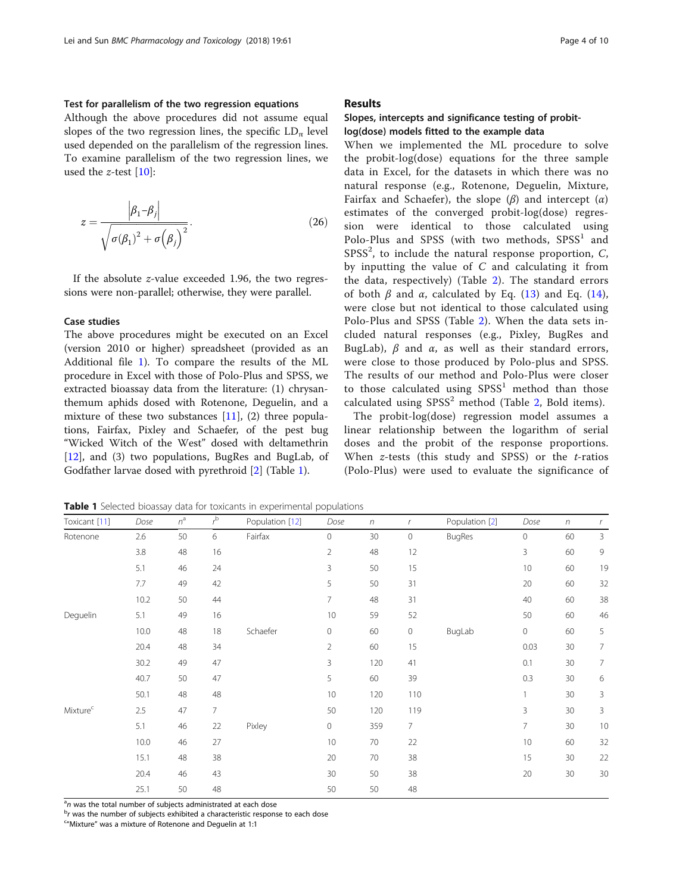### Test for parallelism of the two regression equations

Although the above procedures did not assume equal slopes of the two regression lines, the specific $LD_\pi$ level used depended on the parallelism of the regression lines. To examine parallelism of the two regression lines, we used the $z$-test [10]:

$$z = \frac{\left|\beta_1 - \beta_j\right|}{\sqrt{\sigma(\beta_1)^2 + \sigma\left(\beta_j\right)^2}}. \tag{26}$$

If the absolute $z$-value exceeded 1.96, the two regressions were non-parallel; otherwise, they were parallel.

### Case studies

The above procedures might be executed on an Excel (version 2010 or higher) spreadsheet (provided as an Additional file 1). To compare the results of the ML procedure in Excel with those of Polo-Plus and SPSS, we extracted bioassay data from the literature: (1) chrysanthemum aphids dosed with Rotenone, Deguelin, and a mixture of these two substances [11], (2) three populations, Fairfax, Pixley and Schaefer, of the pest bug "Wicked Witch of the West" dosed with deltamethrin [12], and (3) two populations, BugRes and BugLab, of Godfather larvae dosed with pyrethroid [2] (Table 1).

## Results

### Slopes, intercepts and significance testing of probit-log(dose) models fitted to the example data

When we implemented the ML procedure to solve the probit-log(dose) equations for the three sample data in Excel, for the datasets in which there was no natural response (e.g., Rotenone, Deguelin, Mixture, Fairfax and Schaefer), the slope ($\beta$) and intercept ($\alpha$) estimates of the converged probit-log(dose) regression were identical to those calculated using Polo-Plus and SPSS (with two methods, SPSS[1] and SPSS[2], to include the natural response proportion, $C$, by inputting the value of $C$ and calculating it from the data, respectively) (Table 2). The standard errors of both $\beta$ and $\alpha$, calculated by Eq. (13) and Eq. (14), were close but not identical to those calculated using Polo-Plus and SPSS (Table 2). When the data sets included natural responses (e.g., Pixley, BugRes and BugLab), $\beta$ and $\alpha$, as well as their standard errors, were close to those produced by Polo-plus and SPSS. The results of our method and Polo-Plus were closer to those calculated using SPSS[1] method than those calculated using SPSS[2] method (Table 2, Bold items).

The probit-log(dose) regression model assumes a linear relationship between the logarithm of serial doses and the probit of the response proportions. When $z$-tests (this study and SPSS) or the $t$-ratios (Polo-Plus) were used to evaluate the significance of

**Table 1** Selected bioassay data for toxicants in experimental populations

| Toxicant [11] | Dose | $n$[a] | $r$[b] | Population [12] | Dose | $n$ | $r$ | Population [2] | Dose | $n$ | $r$ |
|---|---|---|---|---|---|---|---|---|---|---|---|
| Rotenone | 2.6 | 50 | 6 | Fairfax | 0 | 30 | 0 | BugRes | 0 | 60 | 3 |
| | 3.8 | 48 | 16 | | 2 | 48 | 12 | | 3 | 60 | 9 |
| | 5.1 | 46 | 24 | | 3 | 50 | 15 | | 10 | 60 | 19 |
| | 7.7 | 49 | 42 | | 5 | 50 | 31 | | 20 | 60 | 32 |
| | 10.2 | 50 | 44 | | 7 | 48 | 31 | | 40 | 60 | 38 |
| Deguelin | 5.1 | 49 | 16 | | 10 | 59 | 52 | | 50 | 60 | 46 |
| | 10.0 | 48 | 18 | Schaefer | 0 | 60 | 0 | BugLab | 0 | 60 | 5 |
| | 20.4 | 48 | 34 | | 2 | 60 | 15 | | 0.03 | 30 | 7 |
| | 30.2 | 49 | 47 | | 3 | 120 | 41 | | 0.1 | 30 | 7 |
| | 40.7 | 50 | 47 | | 5 | 60 | 39 | | 0.3 | 30 | 6 |
| | 50.1 | 48 | 48 | | 10 | 120 | 110 | | 1 | 30 | 3 |
| Mixture[c] | 2.5 | 47 | 7 | | 50 | 120 | 119 | | 3 | 30 | 3 |
| | 5.1 | 46 | 22 | Pixley | 0 | 359 | 7 | | 7 | 30 | 10 |
| | 10.0 | 46 | 27 | | 10 | 70 | 22 | | 10 | 60 | 32 |
| | 15.1 | 48 | 38 | | 20 | 70 | 38 | | 15 | 30 | 22 |
| | 20.4 | 46 | 43 | | 30 | 50 | 38 | | 20 | 30 | 30 |
| | 25.1 | 50 | 48 | | 50 | 50 | 48 | | | | |

[a] $n$ was the total number of subjects administrated at each dose
[b] $r$ was the number of subjects exhibited a characteristic response to each dose
[c] "Mixture" was a mixture of Rotenone and Deguelin at 1:1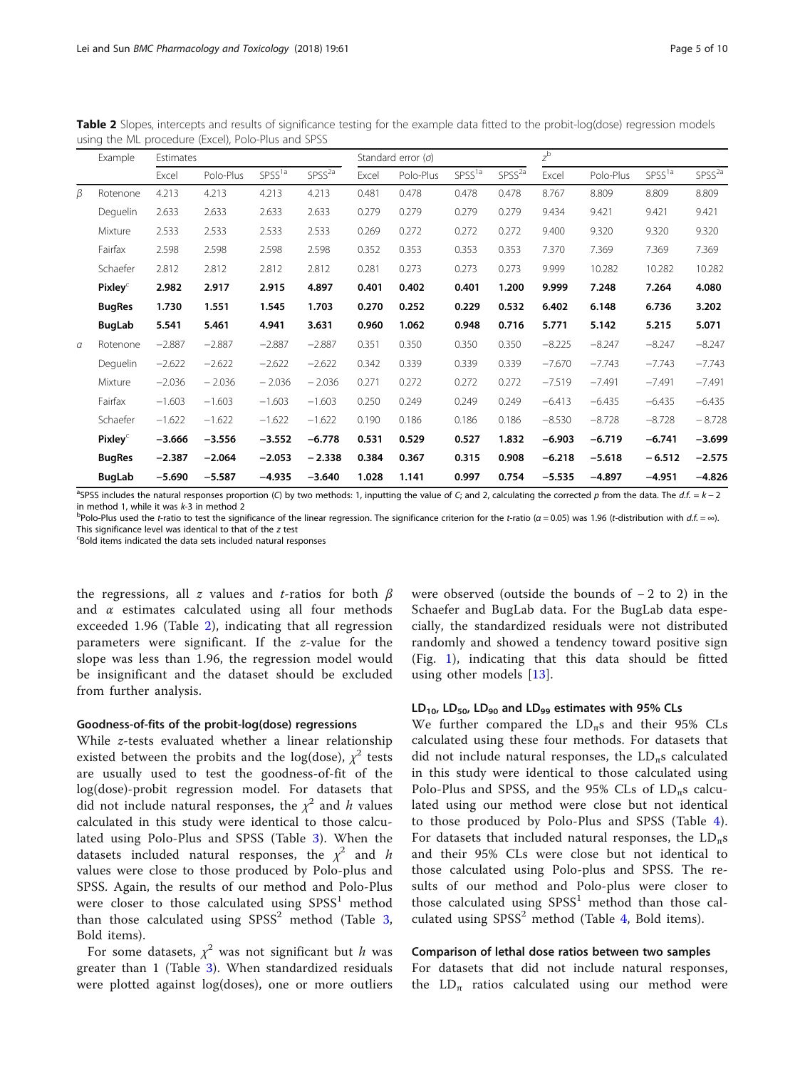**Table 2** Slopes, intercepts and results of significance testing for the example data fitted to the probit-log(dose) regression models using the ML procedure (Excel), Polo-Plus and SPSS

| | Example | Estimates | | | | Standard error ($\sigma$) | | | | $z$[b] | | | |
|---|---|---|---|---|---|---|---|---|---|---|---|---|---|
| | | Excel | Polo-Plus | SPSS[1a] | SPSS[2a] | Excel | Polo-Plus | SPSS[1a] | SPSS[2a] | Excel | Polo-Plus | SPSS[1a] | SPSS[2a] |
| $\beta$ | Rotenone | 4.213 | 4.213 | 4.213 | 4.213 | 0.481 | 0.478 | 0.478 | 0.478 | 8.767 | 8.809 | 8.809 | 8.809 |
| | Deguelin | 2.633 | 2.633 | 2.633 | 2.633 | 0.279 | 0.279 | 0.279 | 0.279 | 9.434 | 9.421 | 9.421 | 9.421 |
| | Mixture | 2.533 | 2.533 | 2.533 | 2.533 | 0.269 | 0.272 | 0.272 | 0.272 | 9.400 | 9.320 | 9.320 | 9.320 |
| | Fairfax | 2.598 | 2.598 | 2.598 | 2.598 | 0.352 | 0.353 | 0.353 | 0.353 | 7.370 | 7.369 | 7.369 | 7.369 |
| | Schaefer | 2.812 | 2.812 | 2.812 | 2.812 | 0.281 | 0.273 | 0.273 | 0.273 | 9.999 | 10.282 | 10.282 | 10.282 |
| | **Pixley**[c] | **2.982** | **2.917** | **2.915** | **4.897** | **0.401** | **0.402** | **0.401** | **1.200** | **9.999** | **7.248** | **7.264** | **4.080** |
| | **BugRes** | **1.730** | **1.551** | **1.545** | **1.703** | **0.270** | **0.252** | **0.229** | **0.532** | **6.402** | **6.148** | **6.736** | **3.202** |
| | **BugLab** | **5.541** | **5.461** | **4.941** | **3.631** | **0.960** | **1.062** | **0.948** | **0.716** | **5.771** | **5.142** | **5.215** | **5.071** |
| $\alpha$ | Rotenone | −2.887 | −2.887 | −2.887 | −2.887 | 0.351 | 0.350 | 0.350 | 0.350 | −8.225 | −8.247 | −8.247 | −8.247 |
| | Deguelin | −2.622 | −2.622 | −2.622 | −2.622 | 0.342 | 0.339 | 0.339 | 0.339 | −7.670 | −7.743 | −7.743 | −7.743 |
| | Mixture | −2.036 | −2.036 | −2.036 | −2.036 | 0.271 | 0.272 | 0.272 | 0.272 | −7.519 | −7.491 | −7.491 | −7.491 |
| | Fairfax | −1.603 | −1.603 | −1.603 | −1.603 | 0.250 | 0.249 | 0.249 | 0.249 | −6.413 | −6.435 | −6.435 | −6.435 |
| | Schaefer | −1.622 | −1.622 | −1.622 | −1.622 | 0.190 | 0.186 | 0.186 | 0.186 | −8.530 | −8.728 | −8.728 | −8.728 |
| | **Pixley**[c] | **−3.666** | **−3.556** | **−3.552** | **−6.778** | **0.531** | **0.529** | **0.527** | **1.832** | **−6.903** | **−6.719** | **−6.741** | **−3.699** |
| | **BugRes** | **−2.387** | **−2.064** | **−2.053** | **−2.338** | **0.384** | **0.367** | **0.315** | **0.908** | **−6.218** | **−5.618** | **−6.512** | **−2.575** |
| | **BugLab** | **−5.690** | **−5.587** | **−4.935** | **−3.640** | **1.028** | **1.141** | **0.997** | **0.754** | **−5.535** | **−4.897** | **−4.951** | **−4.826** |

[a]SPSS includes the natural responses proportion (C) by two methods: 1, inputting the value of C; and 2, calculating the corrected p from the data. The d.f. = $k-2$ in method 1, while it was $k$-3 in method 2

[b]Polo-Plus used the t-ratio to test the significance of the linear regression. The significance criterion for the t-ratio ($\alpha = 0.05$) was 1.96 (t-distribution with $d.f. = \infty$). This significance level was identical to that of the z test

[c]Bold items indicated the data sets included natural responses

the regressions, all $z$ values and $t$-ratios for both $\beta$ and $\alpha$ estimates calculated using all four methods exceeded 1.96 (Table 2), indicating that all regression parameters were significant. If the $z$-value for the slope was less than 1.96, the regression model would be insignificant and the dataset should be excluded from further analysis.

### Goodness-of-fits of the probit-log(dose) regressions

While $z$-tests evaluated whether a linear relationship existed between the probits and the log(dose), $\chi^2$ tests are usually used to test the goodness-of-fit of the log(dose)-probit regression model. For datasets that did not include natural responses, the $\chi^2$ and $h$ values calculated in this study were identical to those calculated using Polo-Plus and SPSS (Table 3). When the datasets included natural responses, the $\chi^2$ and $h$ values were close to those produced by Polo-plus and SPSS. Again, the results of our method and Polo-Plus were closer to those calculated using SPSS[1] method than those calculated using SPSS[2] method (Table 3, Bold items).

For some datasets, $\chi^2$ was not significant but $h$ was greater than 1 (Table 3). When standardized residuals were plotted against log(doses), one or more outliers were observed (outside the bounds of − 2 to 2) in the Schaefer and BugLab data. For the BugLab data especially, the standardized residuals were not distributed randomly and showed a tendency toward positive sign (Fig. 1), indicating that this data should be fitted using other models [13].

### $LD_{10}$, $LD_{50}$, $LD_{90}$ and $LD_{99}$ estimates with 95% CLs

We further compared the $LD_{\pi}$s and their 95% CLs calculated using these four methods. For datasets that did not include natural responses, the $LD_{\pi}$s calculated in this study were identical to those calculated using Polo-Plus and SPSS, and the 95% CLs of $LD_{\pi}$s calculated using our method were close but not identical to those produced by Polo-Plus and SPSS (Table 4). For datasets that included natural responses, the $LD_{\pi}$s and their 95% CLs were close but not identical to those calculated using Polo-plus and SPSS. The results of our method and Polo-plus were closer to those calculated using SPSS[1] method than those calculated using SPSS[2] method (Table 4, Bold items).

### Comparison of lethal dose ratios between two samples

For datasets that did not include natural responses, the $LD_{\pi}$ ratios calculated using our method were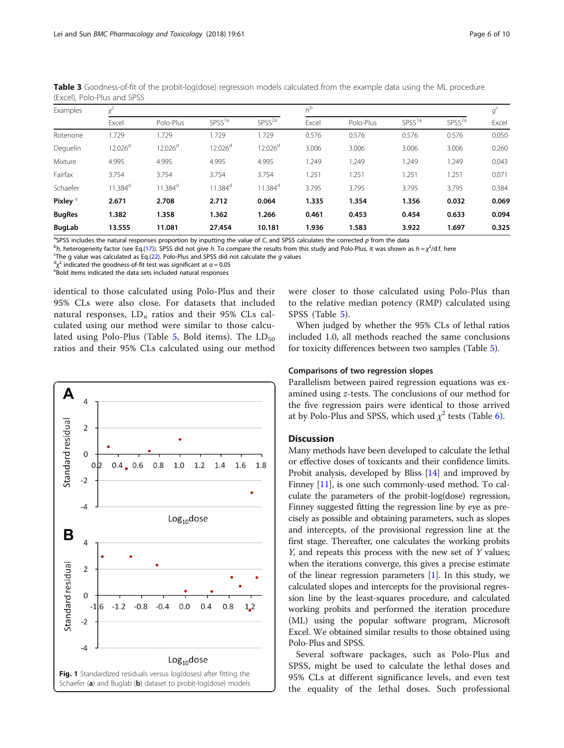**Table 3** Goodness-of-fit of the probit-log(dose) regression models calculated from the example data using the ML procedure (Excel), Polo-Plus and SPSS

| Examples | $\chi^2$ | | | | $h$[b] | | | | $g$[c] |
|---|---|---|---|---|---|---|---|---|---|
| | Excel | Polo-Plus | SPSS[1a] | SPSS[2a] | Excel | Polo-Plus | SPSS[1a] | SPSS[2a] | Excel |
| Rotenone | 1.729 | 1.729 | 1.729 | 1.729 | 0.576 | 0.576 | 0.576 | 0.576 | 0.050 |
| Deguelin | 12.026[d] | 12.026[d] | 12.026[d] | 12.026[d] | 3.006 | 3.006 | 3.006 | 3.006 | 0.260 |
| Mixture | 4.995 | 4.995 | 4.995 | 4.995 | 1.249 | 1.249 | 1.249 | 1.249 | 0.043 |
| Fairfax | 3.754 | 3.754 | 3.754 | 3.754 | 1.251 | 1.251 | 1.251 | 1.251 | 0.071 |
| Schaefer | 11.384[d] | 11.384[d] | 11.384[d] | 11.384[d] | 3.795 | 3.795 | 3.795 | 3.795 | 0.384 |
| **Pixley** [e] | **2.671** | **2.708** | **2.712** | **0.064** | **1.335** | **1.354** | **1.356** | **0.032** | **0.069** |
| **BugRes** | **1.382** | **1.358** | **1.362** | **1.266** | **0.461** | **0.453** | **0.454** | **0.633** | **0.094** |
| **BugLab** | **13.555** | **11.081** | **27.454** | **10.181** | **1.936** | **1.583** | **3.922** | **1.697** | **0.325** |

[a]SPSS includes the natural responses proportion by inputting the value of *C*, and SPSS calculates the corrected *p* from the data
[b]*h*, heterogeneity factor (see Eq.(17)). SPSS did not give *h*. To compare the results from this study and Polo-Plus, it was shown as $h = \chi^2/\text{d.f.}$ here
[c]The g value was calculated as Eq.(22). Polo-Plus and SPSS did not calculate the *g* values
[d]$\chi^2$ indicated the goodness-of-fit test was significant at $\alpha = 0.05$
[e]Bold items indicated the data sets included natural responses

identical to those calculated using Polo-Plus and their 95% CLs were also close. For datasets that included natural responses, $LD_\pi$ ratios and their 95% CLs calculated using our method were similar to those calculated using Polo-Plus (Table 5, Bold items). The $LD_{50}$ ratios and their 95% CLs calculated using our method were closer to those calculated using Polo-Plus than to the relative median potency (RMP) calculated using SPSS (Table 5).

When judged by whether the 95% CLs of lethal ratios included 1.0, all methods reached the same conclusions for toxicity differences between two samples (Table 5).

**Fig. 1** Standardized residuals versus log(doses) after fitting the Schaefer (**a**) and Buglab (**b**) dataset to probit-log(dose) models

### Comparisons of two regression slopes

Parallelism between paired regression equations was examined using *z*-tests. The conclusions of our method for the five regression pairs were identical to those arrived at by Polo-Plus and SPSS, which used $\chi^2$ tests (Table 6).

## Discussion

Many methods have been developed to calculate the lethal or effective doses of toxicants and their confidence limits. Probit analysis, developed by Bliss [14] and improved by Finney [11], is one such commonly-used method. To calculate the parameters of the probit-log(dose) regression, Finney suggested fitting the regression line by eye as precisely as possible and obtaining parameters, such as slopes and intercepts, of the provisional regression line at the first stage. Thereafter, one calculates the working probits *Y*, and repeats this process with the new set of *Y* values; when the iterations converge, this gives a precise estimate of the linear regression parameters [1]. In this study, we calculated slopes and intercepts for the provisional regression line by the least-squares procedure, and calculated working probits and performed the iteration procedure (ML) using the popular software program, Microsoft Excel. We obtained similar results to those obtained using Polo-Plus and SPSS.

Several software packages, such as Polo-Plus and SPSS, might be used to calculate the lethal doses and 95% CLs at different significance levels, and even test the equality of the lethal doses. Such professional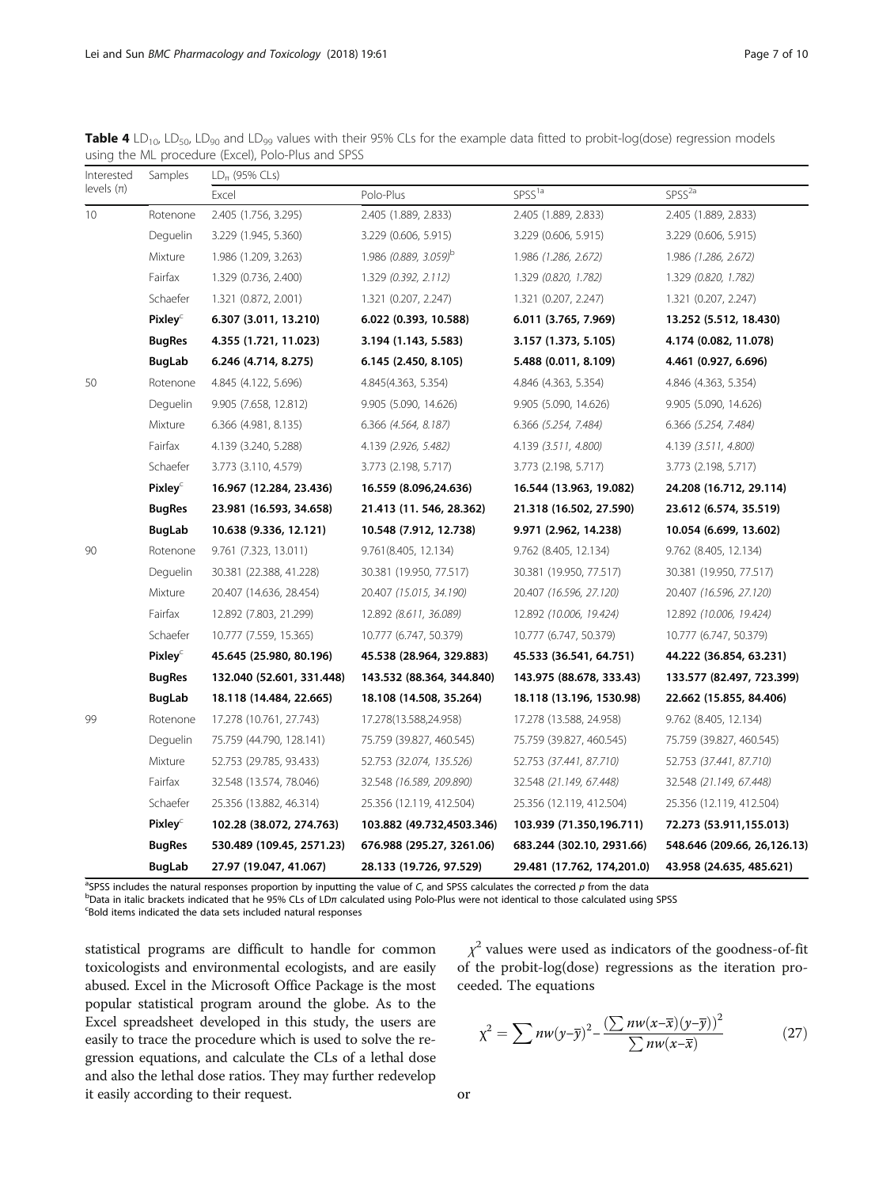**Table 4** $LD_{10}$, $LD_{50}$, $LD_{90}$ and $LD_{99}$ values with their 95% CLs for the example data fitted to probit-log(dose) regression models using the ML procedure (Excel), Polo-Plus and SPSS

| Interested levels (π) | Samples | $LD_\pi$ (95% CLs) | | | |
|---|---|---|---|---|---|
| | | Excel | Polo-Plus | SPSS[1a] | SPSS[2a] |
| 10 | Rotenone | 2.405 (1.756, 3.295) | 2.405 (1.889, 2.833) | 2.405 (1.889, 2.833) | 2.405 (1.889, 2.833) |
| | Deguelin | 3.229 (1.945, 5.360) | 3.229 (0.606, 5.915) | 3.229 (0.606, 5.915) | 3.229 (0.606, 5.915) |
| | Mixture | 1.986 (1.209, 3.263) | 1.986 *(0.889, 3.059)*[b] | 1.986 *(1.286, 2.672)* | 1.986 *(1.286, 2.672)* |
| | Fairfax | 1.329 (0.736, 2.400) | 1.329 *(0.392, 2.112)* | 1.329 *(0.820, 1.782)* | 1.329 *(0.820, 1.782)* |
| | Schaefer | 1.321 (0.872, 2.001) | 1.321 (0.207, 2.247) | 1.321 (0.207, 2.247) | 1.321 (0.207, 2.247) |
| | **Pixley**[c] | **6.307 (3.011, 13.210)** | **6.022 (0.393, 10.588)** | **6.011 (3.765, 7.969)** | **13.252 (5.512, 18.430)** |
| | **BugRes** | **4.355 (1.721, 11.023)** | **3.194 (1.143, 5.583)** | **3.157 (1.373, 5.105)** | **4.174 (0.082, 11.078)** |
| | **BugLab** | **6.246 (4.714, 8.275)** | **6.145 (2.450, 8.105)** | **5.488 (0.011, 8.109)** | **4.461 (0.927, 6.696)** |
| 50 | Rotenone | 4.845 (4.122, 5.696) | 4.845(4.363, 5.354) | 4.846 (4.363, 5.354) | 4.846 (4.363, 5.354) |
| | Deguelin | 9.905 (7.658, 12.812) | 9.905 (5.090, 14.626) | 9.905 (5.090, 14.626) | 9.905 (5.090, 14.626) |
| | Mixture | 6.366 (4.981, 8.135) | 6.366 *(4.564, 8.187)* | 6.366 *(5.254, 7.484)* | 6.366 *(5.254, 7.484)* |
| | Fairfax | 4.139 (3.240, 5.288) | 4.139 *(2.926, 5.482)* | 4.139 *(3.511, 4.800)* | 4.139 *(3.511, 4.800)* |
| | Schaefer | 3.773 (3.110, 4.579) | 3.773 (2.198, 5.717) | 3.773 (2.198, 5.717) | 3.773 (2.198, 5.717) |
| | **Pixley**[c] | **16.967 (12.284, 23.436)** | **16.559 (8.096,24.636)** | **16.544 (13.963, 19.082)** | **24.208 (16.712, 29.114)** |
| | **BugRes** | **23.981 (16.593, 34.658)** | **21.413 (11. 546, 28.362)** | **21.318 (16.502, 27.590)** | **23.612 (6.574, 35.519)** |
| | **BugLab** | **10.638 (9.336, 12.121)** | **10.548 (7.912, 12.738)** | **9.971 (2.962, 14.238)** | **10.054 (6.699, 13.602)** |
| 90 | Rotenone | 9.761 (7.323, 13.011) | 9.761(8.405, 12.134) | 9.762 (8.405, 12.134) | 9.762 (8.405, 12.134) |
| | Deguelin | 30.381 (22.388, 41.228) | 30.381 (19.950, 77.517) | 30.381 (19.950, 77.517) | 30.381 (19.950, 77.517) |
| | Mixture | 20.407 (14.636, 28.454) | 20.407 *(15.015, 34.190)* | 20.407 *(16.596, 27.120)* | 20.407 *(16.596, 27.120)* |
| | Fairfax | 12.892 (7.803, 21.299) | 12.892 *(8.611, 36.089)* | 12.892 *(10.006, 19.424)* | 12.892 *(10.006, 19.424)* |
| | Schaefer | 10.777 (7.559, 15.365) | 10.777 (6.747, 50.379) | 10.777 (6.747, 50.379) | 10.777 (6.747, 50.379) |
| | **Pixley**[c] | **45.645 (25.980, 80.196)** | **45.538 (28.964, 329.883)** | **45.533 (36.541, 64.751)** | **44.222 (36.854, 63.231)** |
| | **BugRes** | **132.040 (52.601, 331.448)** | **143.532 (88.364, 344.840)** | **143.975 (88.678, 333.43)** | **133.577 (82.497, 723.399)** |
| | **BugLab** | **18.118 (14.484, 22.665)** | **18.108 (14.508, 35.264)** | **18.118 (13.196, 1530.98)** | **22.662 (15.855, 84.406)** |
| 99 | Rotenone | 17.278 (10.761, 27.743) | 17.278(13.588,24.958) | 17.278 (13.588, 24.958) | 9.762 (8.405, 12.134) |
| | Deguelin | 75.759 (44.790, 128.141) | 75.759 (39.827, 460.545) | 75.759 (39.827, 460.545) | 75.759 (39.827, 460.545) |
| | Mixture | 52.753 (29.785, 93.433) | 52.753 *(32.074, 135.526)* | 52.753 *(37.441, 87.710)* | 52.753 *(37.441, 87.710)* |
| | Fairfax | 32.548 (13.574, 78.046) | 32.548 *(16.589, 209.890)* | 32.548 *(21.149, 67.448)* | 32.548 *(21.149, 67.448)* |
| | Schaefer | 25.356 (13.882, 46.314) | 25.356 (12.119, 412.504) | 25.356 (12.119, 412.504) | 25.356 (12.119, 412.504) |
| | **Pixley**[c] | **102.28 (38.072, 274.763)** | **103.882 (49.732,4503.346)** | **103.939 (71.350,196.711)** | **72.273 (53.911,155.013)** |
| | **BugRes** | **530.489 (109.45, 2571.23)** | **676.988 (295.27, 3261.06)** | **683.244 (302.10, 2931.66)** | **548.646 (209.66, 26,126.13)** |
| | **BugLab** | **27.97 (19.047, 41.067)** | **28.133 (19.726, 97.529)** | **29.481 (17.762, 174,201.0)** | **43.958 (24.635, 485.621)** |

[a]SPSS includes the natural responses proportion by inputting the value of *C*, and SPSS calculates the corrected *p* from the data
[b]Data in italic brackets indicated that he 95% CLs of LDπ calculated using Polo-Plus were not identical to those calculated using SPSS
[c]Bold items indicated the data sets included natural responses

statistical programs are difficult to handle for common toxicologists and environmental ecologists, and are easily abused. Excel in the Microsoft Office Package is the most popular statistical program around the globe. As to the Excel spreadsheet developed in this study, the users are easily to trace the procedure which is used to solve the regression equations, and calculate the CLs of a lethal dose and also the lethal dose ratios. They may further redevelop it easily according to their request.

$\chi^2$ values were used as indicators of the goodness-of-fit of the probit-log(dose) regressions as the iteration proceeded. The equations

$$\chi^2 = \sum nw(y-\overline{y})^2 - \frac{\left(\sum nw(x-\overline{x})(y-\overline{y})\right)^2}{\sum nw(x-\overline{x})} \tag{27}$$

or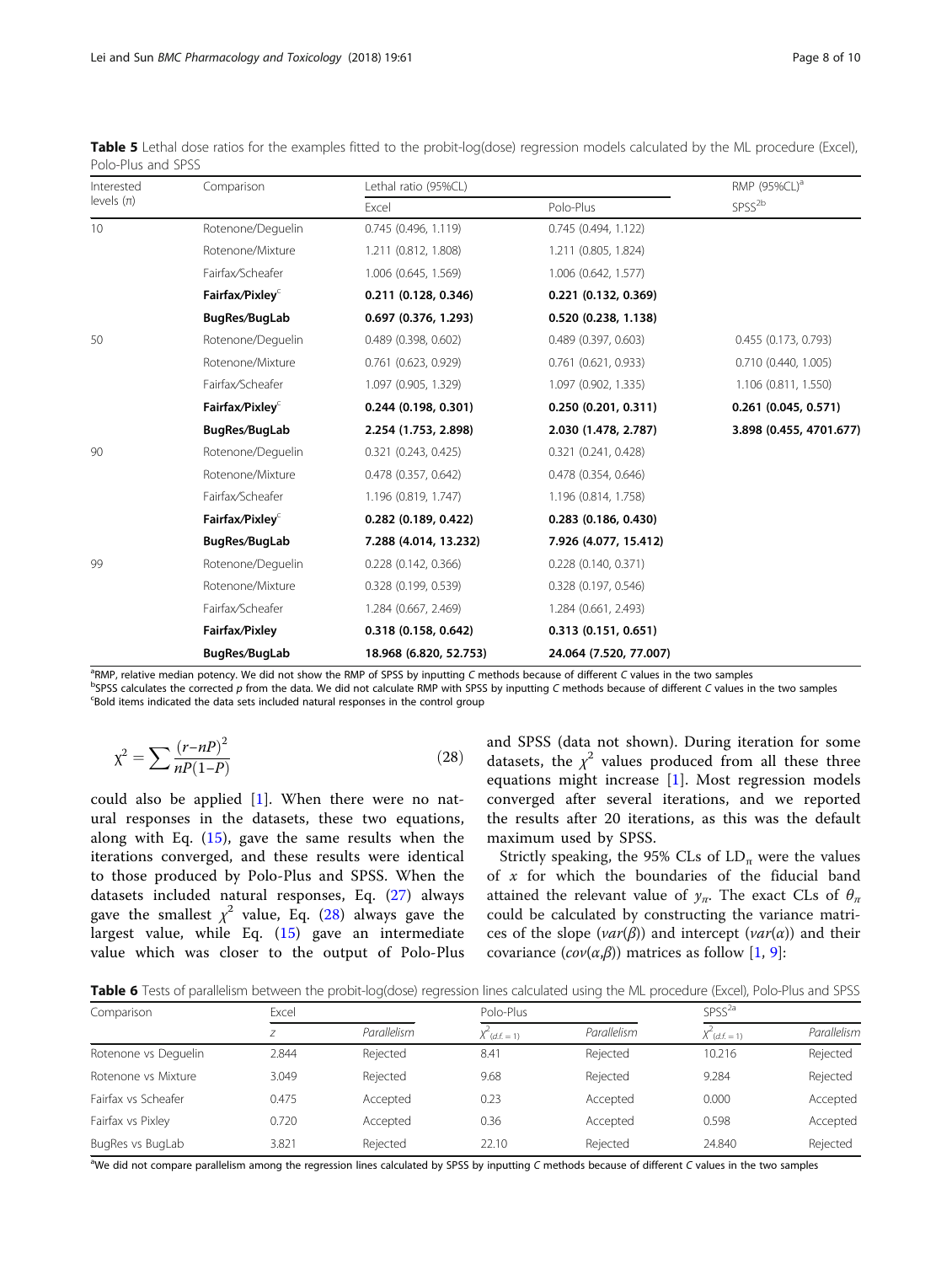**Table 5** Lethal dose ratios for the examples fitted to the probit-log(dose) regression models calculated by the ML procedure (Excel), Polo-Plus and SPSS

| Interested levels ($\pi$) | Comparison | Lethal ratio (95%CL) | | RMP (95%CL)[a] |
|---|---|---|---|---|
| | | Excel | Polo-Plus | SPSS[2b] |
| 10 | Rotenone/Deguelin | 0.745 (0.496, 1.119) | 0.745 (0.494, 1.122) | |
| | Rotenone/Mixture | 1.211 (0.812, 1.808) | 1.211 (0.805, 1.824) | |
| | Fairfax/Scheafer | 1.006 (0.645, 1.569) | 1.006 (0.642, 1.577) | |
| | **Fairfax/Pixley**[c] | **0.211 (0.128, 0.346)** | **0.221 (0.132, 0.369)** | |
| | **BugRes/BugLab** | **0.697 (0.376, 1.293)** | **0.520 (0.238, 1.138)** | |
| 50 | Rotenone/Deguelin | 0.489 (0.398, 0.602) | 0.489 (0.397, 0.603) | 0.455 (0.173, 0.793) |
| | Rotenone/Mixture | 0.761 (0.623, 0.929) | 0.761 (0.621, 0.933) | 0.710 (0.440, 1.005) |
| | Fairfax/Scheafer | 1.097 (0.905, 1.329) | 1.097 (0.902, 1.335) | 1.106 (0.811, 1.550) |
| | **Fairfax/Pixley**[c] | **0.244 (0.198, 0.301)** | **0.250 (0.201, 0.311)** | **0.261 (0.045, 0.571)** |
| | **BugRes/BugLab** | **2.254 (1.753, 2.898)** | **2.030 (1.478, 2.787)** | **3.898 (0.455, 4701.677)** |
| 90 | Rotenone/Deguelin | 0.321 (0.243, 0.425) | 0.321 (0.241, 0.428) | |
| | Rotenone/Mixture | 0.478 (0.357, 0.642) | 0.478 (0.354, 0.646) | |
| | Fairfax/Scheafer | 1.196 (0.819, 1.747) | 1.196 (0.814, 1.758) | |
| | **Fairfax/Pixley**[c] | **0.282 (0.189, 0.422)** | **0.283 (0.186, 0.430)** | |
| | **BugRes/BugLab** | **7.288 (4.014, 13.232)** | **7.926 (4.077, 15.412)** | |
| 99 | Rotenone/Deguelin | 0.228 (0.142, 0.366) | 0.228 (0.140, 0.371) | |
| | Rotenone/Mixture | 0.328 (0.199, 0.539) | 0.328 (0.197, 0.546) | |
| | Fairfax/Scheafer | 1.284 (0.667, 2.469) | 1.284 (0.661, 2.493) | |
| | **Fairfax/Pixley** | **0.318 (0.158, 0.642)** | **0.313 (0.151, 0.651)** | |
| | **BugRes/BugLab** | **18.968 (6.820, 52.753)** | **24.064 (7.520, 77.007)** | |

[a]RMP, relative median potency. We did not show the RMP of SPSS by inputting *C* methods because of different *C* values in the two samples
[b]SPSS calculates the corrected *p* from the data. We did not calculate RMP with SPSS by inputting *C* methods because of different *C* values in the two samples
[c]Bold items indicated the data sets included natural responses in the control group

$$\chi^2 = \sum \frac{(r-nP)^2}{nP(1-P)} \tag{28}$$

could also be applied [1]. When there were no natural responses in the datasets, these two equations, along with Eq. (15), gave the same results when the iterations converged, and these results were identical to those produced by Polo-Plus and SPSS. When the datasets included natural responses, Eq. (27) always gave the smallest $\chi^2$ value, Eq. (28) always gave the largest value, while Eq. (15) gave an intermediate value which was closer to the output of Polo-Plus and SPSS (data not shown). During iteration for some datasets, the $\chi^2$ values produced from all these three equations might increase [1]. Most regression models converged after several iterations, and we reported the results after 20 iterations, as this was the default maximum used by SPSS.

Strictly speaking, the 95% CLs of $LD_\pi$ were the values of $x$ for which the boundaries of the fiducial band attained the relevant value of $y_\pi$. The exact CLs of $\theta_\pi$ could be calculated by constructing the variance matrices of the slope ($var(\beta)$) and intercept ($var(\alpha)$) and their covariance ($cov(\alpha,\beta)$) matrices as follow [1, 9]:

**Table 6** Tests of parallelism between the probit-log(dose) regression lines calculated using the ML procedure (Excel), Polo-Plus and SPSS

| Comparison | Excel | | Polo-Plus | | SPSS[2a] | |
|---|---|---|---|---|---|---|
| | *Z* | *Parallelism* | $\chi^2_{(d.f.=1)}$ | *Parallelism* | $\chi^2_{(d.f.=1)}$ | *Parallelism* |
| Rotenone vs Deguelin | 2.844 | Rejected | 8.41 | Rejected | 10.216 | Rejected |
| Rotenone vs Mixture | 3.049 | Rejected | 9.68 | Rejected | 9.284 | Rejected |
| Fairfax vs Scheafer | 0.475 | Accepted | 0.23 | Accepted | 0.000 | Accepted |
| Fairfax vs Pixley | 0.720 | Accepted | 0.36 | Accepted | 0.598 | Accepted |
| BugRes vs BugLab | 3.821 | Rejected | 22.10 | Rejected | 24.840 | Rejected |

[a]We did not compare parallelism among the regression lines calculated by SPSS by inputting *C* methods because of different *C* values in the two samples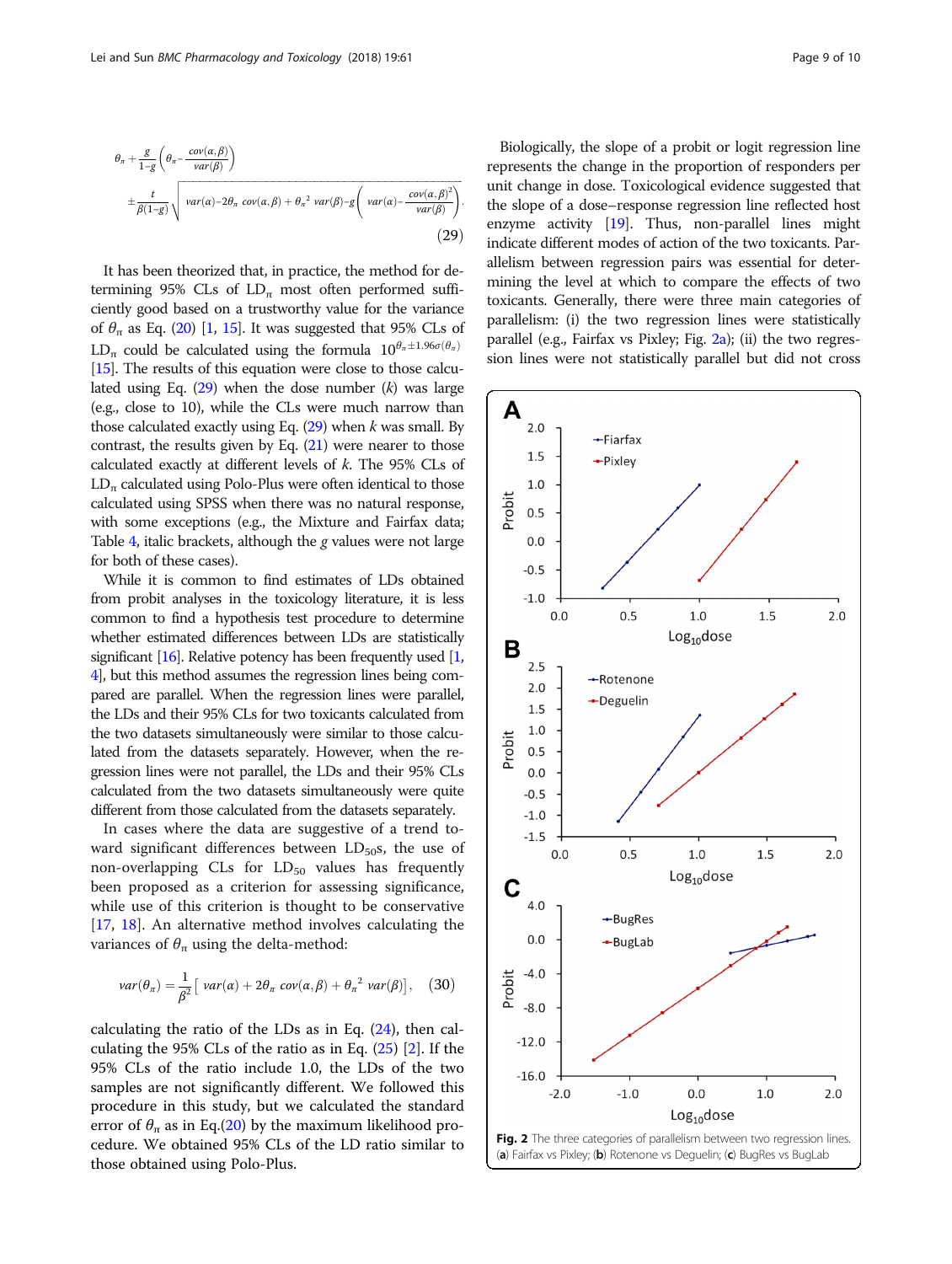$$\theta_\pi + \frac{g}{1-g}\left(\theta_\pi - \frac{cov(\alpha,\beta)}{var(\beta)}\right) \pm \frac{t}{\beta(1-g)}\sqrt{var(\alpha) - 2\theta_\pi\, cov(\alpha,\beta) + \theta_\pi^{\,2}\, var(\beta) - g\left(var(\alpha) - \frac{cov(\alpha,\beta)^2}{var(\beta)}\right)} \tag{29}$$

It has been theorized that, in practice, the method for determining 95% CLs of $LD_\pi$ most often performed sufficiently good based on a trustworthy value for the variance of $\theta_\pi$ as Eq. (20) [1, 15]. It was suggested that 95% CLs of $LD_\pi$ could be calculated using the formula $10^{\theta_\pi \pm 1.96\sigma(\theta_\pi)}$ [15]. The results of this equation were close to those calculated using Eq. (29) when the dose number ($k$) was large (e.g., close to 10), while the CLs were much narrow than those calculated exactly using Eq. (29) when $k$ was small. By contrast, the results given by Eq. (21) were nearer to those calculated exactly at different levels of $k$. The 95% CLs of $LD_\pi$ calculated using Polo-Plus were often identical to those calculated using SPSS when there was no natural response, with some exceptions (e.g., the Mixture and Fairfax data; Table 4, italic brackets, although the $g$ values were not large for both of these cases).

While it is common to find estimates of LDs obtained from probit analyses in the toxicology literature, it is less common to find a hypothesis test procedure to determine whether estimated differences between LDs are statistically significant [16]. Relative potency has been frequently used [1, 4], but this method assumes the regression lines being compared are parallel. When the regression lines were parallel, the LDs and their 95% CLs for two toxicants calculated from the two datasets simultaneously were similar to those calculated from the datasets separately. However, when the regression lines were not parallel, the LDs and their 95% CLs calculated from the two datasets simultaneously were quite different from those calculated from the datasets separately.

In cases where the data are suggestive of a trend toward significant differences between $LD_{50}$s, the use of non-overlapping CLs for $LD_{50}$ values has frequently been proposed as a criterion for assessing significance, while use of this criterion is thought to be conservative [17, 18]. An alternative method involves calculating the variances of $\theta_\pi$ using the delta-method:

$$var(\theta_\pi) = \frac{1}{\beta^2}\left[\, var(\alpha) + 2\theta_\pi\, cov(\alpha,\beta) + \theta_\pi^{\,2}\, var(\beta)\right], \tag{30}$$

calculating the ratio of the LDs as in Eq. (24), then calculating the 95% CLs of the ratio as in Eq. (25) [2]. If the 95% CLs of the ratio include 1.0, the LDs of the two samples are not significantly different. We followed this procedure in this study, but we calculated the standard error of $\theta_\pi$ as in Eq.(20) by the maximum likelihood procedure. We obtained 95% CLs of the LD ratio similar to those obtained using Polo-Plus.

Biologically, the slope of a probit or logit regression line represents the change in the proportion of responders per unit change in dose. Toxicological evidence suggested that the slope of a dose–response regression line reflected host enzyme activity [19]. Thus, non-parallel lines might indicate different modes of action of the two toxicants. Parallelism between regression pairs was essential for determining the level at which to compare the effects of two toxicants. Generally, there were three main categories of parallelism: (i) the two regression lines were statistically parallel (e.g., Fairfax vs Pixley; Fig. 2a); (ii) the two regression lines were not statistically parallel but did not cross

**Fig. 2** The three categories of parallelism between two regression lines. (**a**) Fairfax vs Pixley; (**b**) Rotenone vs Deguelin; (**c**) BugRes vs BugLab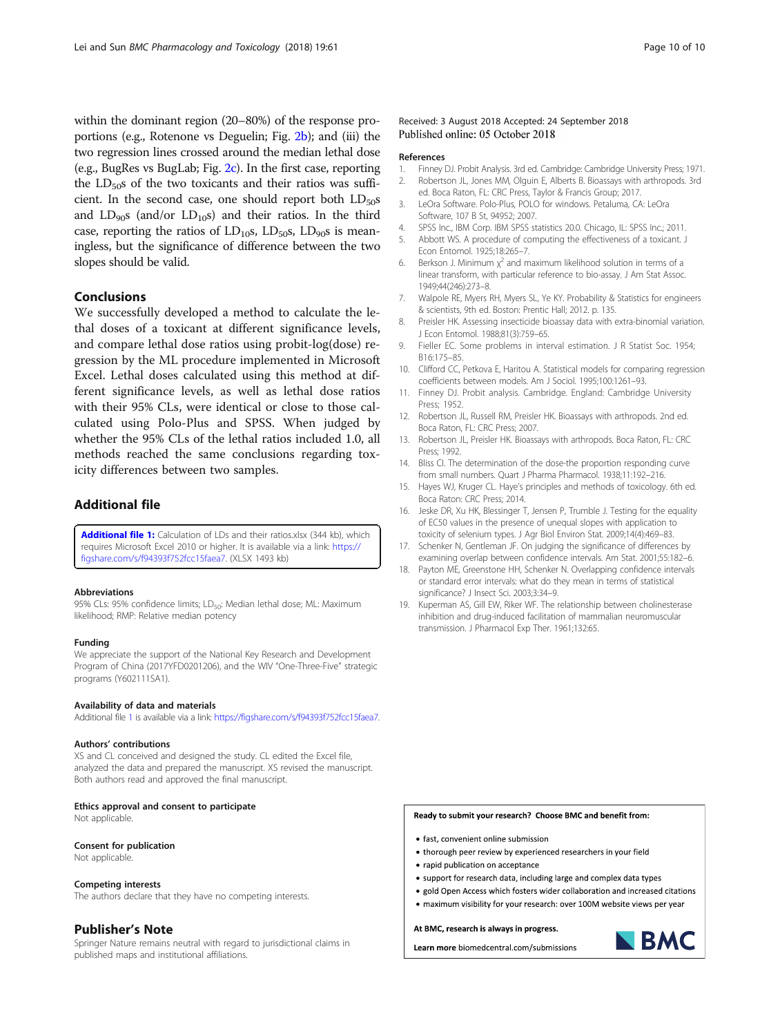within the dominant region (20–80%) of the response proportions (e.g., Rotenone vs Deguelin; Fig. 2b); and (iii) the two regression lines crossed around the median lethal dose (e.g., BugRes vs BugLab; Fig. 2c). In the first case, reporting the $LD_{50}$s of the two toxicants and their ratios was sufficient. In the second case, one should report both $LD_{50}$s and $LD_{90}$s (and/or $LD_{10}$s) and their ratios. In the third case, reporting the ratios of $LD_{10}$s, $LD_{50}$s, $LD_{90}$s is meaningless, but the significance of difference between the two slopes should be valid.

## Conclusions

We successfully developed a method to calculate the lethal doses of a toxicant at different significance levels, and compare lethal dose ratios using probit-log(dose) regression by the ML procedure implemented in Microsoft Excel. Lethal doses calculated using this method at different significance levels, as well as lethal dose ratios with their 95% CLs, were identical or close to those calculated using Polo-Plus and SPSS. When judged by whether the 95% CLs of the lethal ratios included 1.0, all methods reached the same conclusions regarding toxicity differences between two samples.

## Additional file

**Additional file 1:** Calculation of LDs and their ratios.xlsx (344 kb), which requires Microsoft Excel 2010 or higher. It is available via a link: https://figshare.com/s/f94393f752fcc15faea7. (XLSX 1493 kb)

### Abbreviations

95% CLs: 95% confidence limits; $LD_{50}$: Median lethal dose; ML: Maximum likelihood; RMP: Relative median potency

### Funding

We appreciate the support of the National Key Research and Development Program of China (2017YFD0201206), and the WIV "One-Three-Five" strategic programs (Y602111SA1).

### Availability of data and materials

Additional file 1 is available via a link: https://figshare.com/s/f94393f752fcc15faea7.

### Authors' contributions

XS and CL conceived and designed the study. CL edited the Excel file, analyzed the data and prepared the manuscript. XS revised the manuscript. Both authors read and approved the final manuscript.

### Ethics approval and consent to participate

Not applicable.

### Consent for publication

Not applicable.

### Competing interests

The authors declare that they have no competing interests.

## Publisher's Note

Springer Nature remains neutral with regard to jurisdictional claims in published maps and institutional affiliations.

Received: 3 August 2018 Accepted: 24 September 2018
Published online: 05 October 2018

### References

1. Finney DJ. Probit Analysis. 3rd ed. Cambridge: Cambridge University Press; 1971.
2. Robertson JL, Jones MM, Olguin E, Alberts B. Bioassays with arthropods. 3rd ed. Boca Raton, FL: CRC Press, Taylor & Francis Group; 2017.
3. LeOra Software. Polo-Plus, POLO for windows. Petaluma, CA: LeOra Software, 107 B St, 94952; 2007.
4. SPSS Inc., IBM Corp. IBM SPSS statistics 20.0. Chicago, IL: SPSS Inc.; 2011.
5. Abbott WS. A procedure of computing the effectiveness of a toxicant. J Econ Entomol. 1925;18:265–7.
6. Berkson J. Minimum $\chi^2$ and maximum likelihood solution in terms of a linear transform, with particular reference to bio-assay. J Am Stat Assoc. 1949;44(246):273–8.
7. Walpole RE, Myers RH, Myers SL, Ye KY. Probability & Statistics for engineers & scientists, 9th ed. Boston: Prentic Hall; 2012. p. 135.
8. Preisler HK. Assessing insecticide bioassay data with extra-binomial variation. J Econ Entomol. 1988;81(3):759–65.
9. Fieller EC. Some problems in interval estimation. J R Statist Soc. 1954; B16:175–85.
10. Clifford CC, Petkova E, Haritou A. Statistical models for comparing regression coefficients between models. Am J Sociol. 1995;100:1261–93.
11. Finney DJ. Probit analysis. Cambridge. England: Cambridge University Press; 1952.
12. Robertson JL, Russell RM, Preisler HK. Bioassays with arthropods. 2nd ed. Boca Raton, FL: CRC Press; 2007.
13. Robertson JL, Preisler HK. Bioassays with arthropods. Boca Raton, FL: CRC Press; 1992.
14. Bliss CI. The determination of the dose-the proportion responding curve from small numbers. Quart J Pharma Pharmacol. 1938;11:192–216.
15. Hayes WJ, Kruger CL. Haye's principles and methods of toxicology. 6th ed. Boca Raton: CRC Press; 2014.
16. Jeske DR, Xu HK, Blessinger T, Jensen P, Trumble J. Testing for the equality of EC50 values in the presence of unequal slopes with application to toxicity of selenium types. J Agr Biol Environ Stat. 2009;14(4):469–83.
17. Schenker N, Gentleman JF. On judging the significance of differences by examining overlap between confidence intervals. Am Stat. 2001;55:182–6.
18. Payton ME, Greenstone HH, Schenker N. Overlapping confidence intervals or standard error intervals: what do they mean in terms of statistical significance? J Insect Sci. 2003;3:34–9.
19. Kuperman AS, Gill EW, Riker WF. The relationship between cholinesterase inhibition and drug-induced facilitation of mammalian neuromuscular transmission. J Pharmacol Exp Ther. 1961;132:65.

**Ready to submit your research? Choose BMC and benefit from:**

- fast, convenient online submission
- thorough peer review by experienced researchers in your field
- rapid publication on acceptance
- support for research data, including large and complex data types
- gold Open Access which fosters wider collaboration and increased citations
- maximum visibility for your research: over 100M website views per year

**At BMC, research is always in progress.**

**Learn more** biomedcentral.com/submissions

BMC